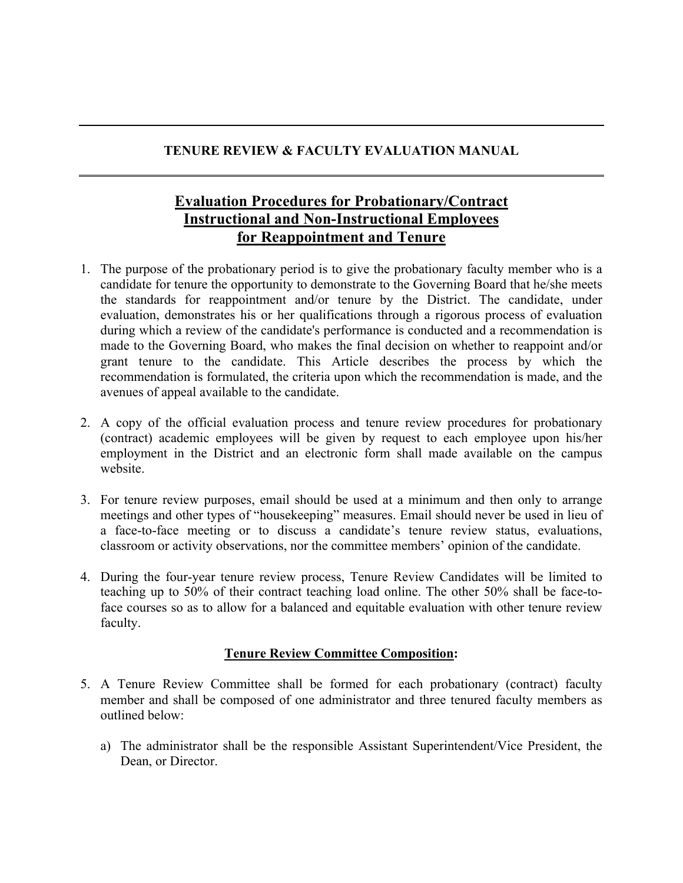## TENURE REVIEW & FACULTY EVALUATION MANUAL

# Evaluation Procedures for Probationary/Contract Instructional and Non-Instructional Employees for Reappointment and Tenure

1. The purpose of the probationary period is to give the probationary faculty member who is a candidate for tenure the opportunity to demonstrate to the Governing Board that he/she meets the standards for reappointment and/or tenure by the District. The candidate, under evaluation, demonstrates his or her qualifications through a rigorous process of evaluation during which a review of the candidate's performance is conducted and a recommendation is made to the Governing Board, who makes the final decision on whether to reappoint and/or grant tenure to the candidate. This Article describes the process by which the recommendation is formulated, the criteria upon which the recommendation is made, and the avenues of appeal available to the candidate.

2. A copy of the official evaluation process and tenure review procedures for probationary (contract) academic employees will be given by request to each employee upon his/her employment in the District and an electronic form shall made available on the campus website.

3. For tenure review purposes, email should be used at a minimum and then only to arrange meetings and other types of "housekeeping" measures. Email should never be used in lieu of a face-to-face meeting or to discuss a candidate's tenure review status, evaluations, classroom or activity observations, nor the committee members' opinion of the candidate.

4. During the four-year tenure review process, Tenure Review Candidates will be limited to teaching up to 50% of their contract teaching load online. The other 50% shall be face-to-face courses so as to allow for a balanced and equitable evaluation with other tenure review faculty.

## Tenure Review Committee Composition:

5. A Tenure Review Committee shall be formed for each probationary (contract) faculty member and shall be composed of one administrator and three tenured faculty members as outlined below:

   a) The administrator shall be the responsible Assistant Superintendent/Vice President, the Dean, or Director.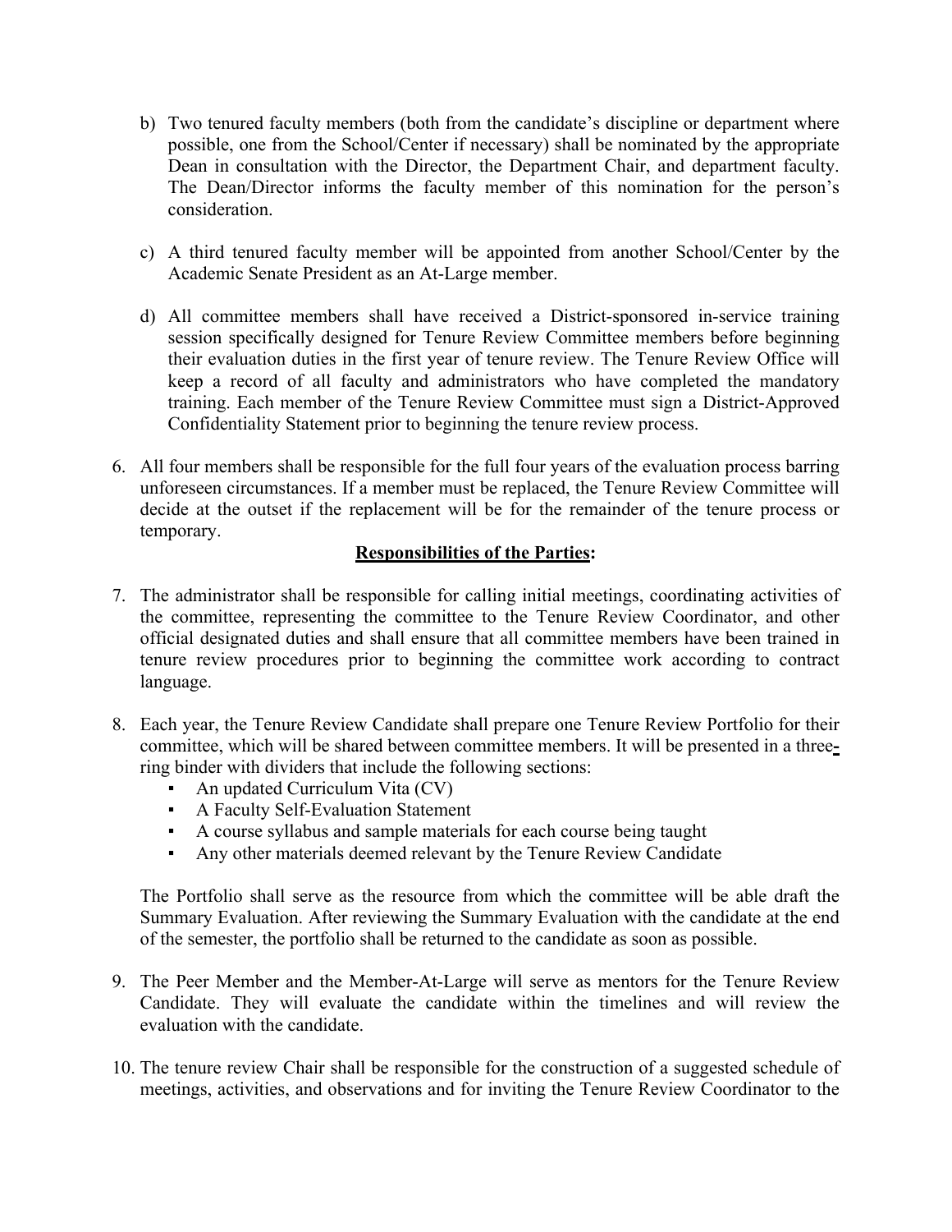b) Two tenured faculty members (both from the candidate's discipline or department where possible, one from the School/Center if necessary) shall be nominated by the appropriate Dean in consultation with the Director, the Department Chair, and department faculty. The Dean/Director informs the faculty member of this nomination for the person's consideration.

c) A third tenured faculty member will be appointed from another School/Center by the Academic Senate President as an At-Large member.

d) All committee members shall have received a District-sponsored in-service training session specifically designed for Tenure Review Committee members before beginning their evaluation duties in the first year of tenure review. The Tenure Review Office will keep a record of all faculty and administrators who have completed the mandatory training. Each member of the Tenure Review Committee must sign a District-Approved Confidentiality Statement prior to beginning the tenure review process.

6. All four members shall be responsible for the full four years of the evaluation process barring unforeseen circumstances. If a member must be replaced, the Tenure Review Committee will decide at the outset if the replacement will be for the remainder of the tenure process or temporary.

**Responsibilities of the Parties:**

7. The administrator shall be responsible for calling initial meetings, coordinating activities of the committee, representing the committee to the Tenure Review Coordinator, and other official designated duties and shall ensure that all committee members have been trained in tenure review procedures prior to beginning the committee work according to contract language.

8. Each year, the Tenure Review Candidate shall prepare one Tenure Review Portfolio for their committee, which will be shared between committee members. It will be presented in a three-ring binder with dividers that include the following sections:
   - An updated Curriculum Vita (CV)
   - A Faculty Self-Evaluation Statement
   - A course syllabus and sample materials for each course being taught
   - Any other materials deemed relevant by the Tenure Review Candidate

   The Portfolio shall serve as the resource from which the committee will be able draft the Summary Evaluation. After reviewing the Summary Evaluation with the candidate at the end of the semester, the portfolio shall be returned to the candidate as soon as possible.

9. The Peer Member and the Member-At-Large will serve as mentors for the Tenure Review Candidate. They will evaluate the candidate within the timelines and will review the evaluation with the candidate.

10. The tenure review Chair shall be responsible for the construction of a suggested schedule of meetings, activities, and observations and for inviting the Tenure Review Coordinator to the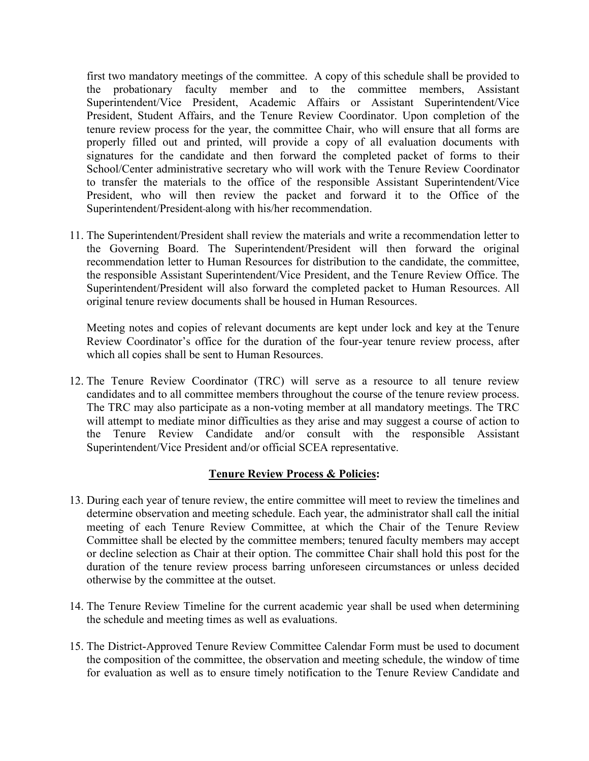first two mandatory meetings of the committee. A copy of this schedule shall be provided to the probationary faculty member and to the committee members, Assistant Superintendent/Vice President, Academic Affairs or Assistant Superintendent/Vice President, Student Affairs, and the Tenure Review Coordinator. Upon completion of the tenure review process for the year, the committee Chair, who will ensure that all forms are properly filled out and printed, will provide a copy of all evaluation documents with signatures for the candidate and then forward the completed packet of forms to their School/Center administrative secretary who will work with the Tenure Review Coordinator to transfer the materials to the office of the responsible Assistant Superintendent/Vice President, who will then review the packet and forward it to the Office of the Superintendent/President along with his/her recommendation.

11. The Superintendent/President shall review the materials and write a recommendation letter to the Governing Board. The Superintendent/President will then forward the original recommendation letter to Human Resources for distribution to the candidate, the committee, the responsible Assistant Superintendent/Vice President, and the Tenure Review Office. The Superintendent/President will also forward the completed packet to Human Resources. All original tenure review documents shall be housed in Human Resources.

    Meeting notes and copies of relevant documents are kept under lock and key at the Tenure Review Coordinator's office for the duration of the four-year tenure review process, after which all copies shall be sent to Human Resources.

12. The Tenure Review Coordinator (TRC) will serve as a resource to all tenure review candidates and to all committee members throughout the course of the tenure review process. The TRC may also participate as a non-voting member at all mandatory meetings. The TRC will attempt to mediate minor difficulties as they arise and may suggest a course of action to the Tenure Review Candidate and/or consult with the responsible Assistant Superintendent/Vice President and/or official SCEA representative.

## Tenure Review Process & Policies:

13. During each year of tenure review, the entire committee will meet to review the timelines and determine observation and meeting schedule. Each year, the administrator shall call the initial meeting of each Tenure Review Committee, at which the Chair of the Tenure Review Committee shall be elected by the committee members; tenured faculty members may accept or decline selection as Chair at their option. The committee Chair shall hold this post for the duration of the tenure review process barring unforeseen circumstances or unless decided otherwise by the committee at the outset.

14. The Tenure Review Timeline for the current academic year shall be used when determining the schedule and meeting times as well as evaluations.

15. The District-Approved Tenure Review Committee Calendar Form must be used to document the composition of the committee, the observation and meeting schedule, the window of time for evaluation as well as to ensure timely notification to the Tenure Review Candidate and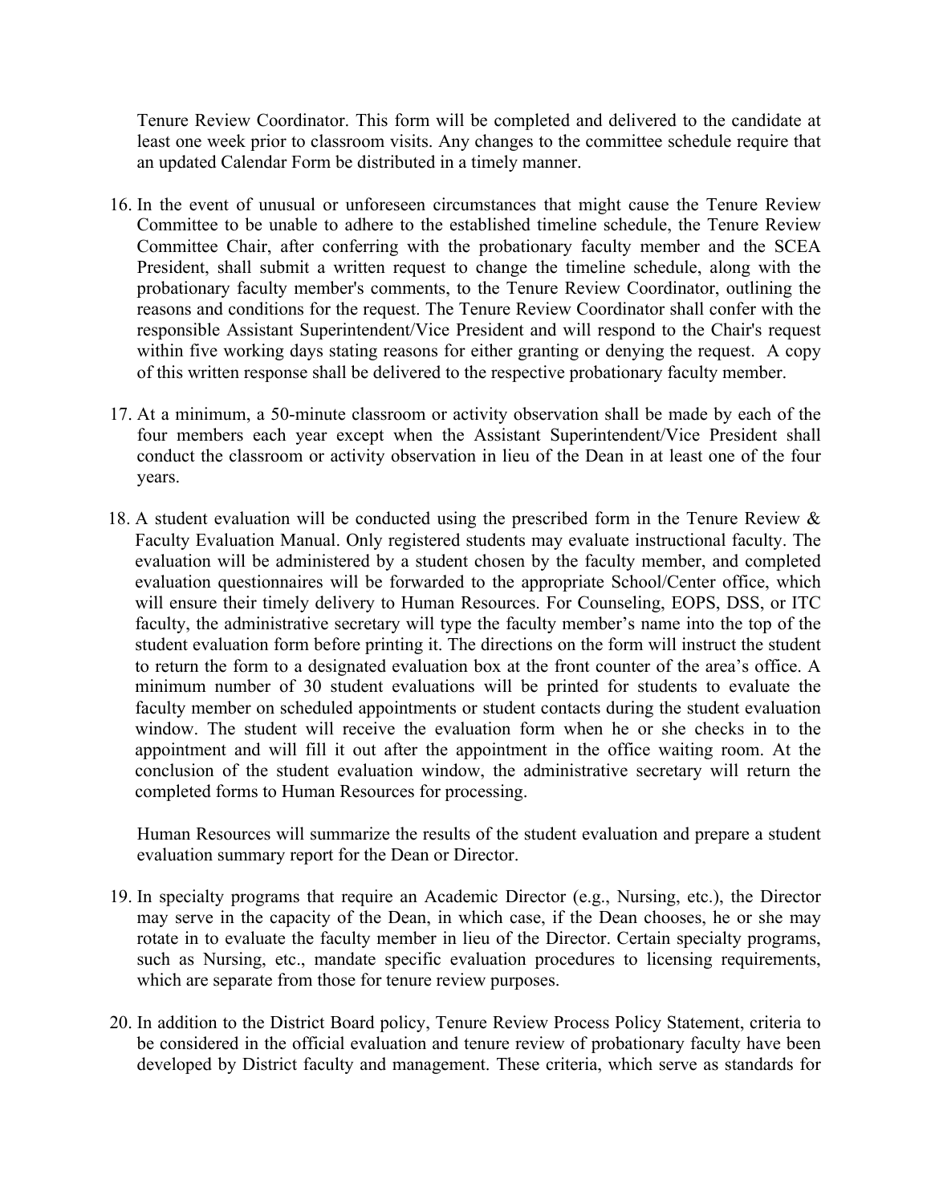Tenure Review Coordinator. This form will be completed and delivered to the candidate at least one week prior to classroom visits. Any changes to the committee schedule require that an updated Calendar Form be distributed in a timely manner.

16. In the event of unusual or unforeseen circumstances that might cause the Tenure Review Committee to be unable to adhere to the established timeline schedule, the Tenure Review Committee Chair, after conferring with the probationary faculty member and the SCEA President, shall submit a written request to change the timeline schedule, along with the probationary faculty member's comments, to the Tenure Review Coordinator, outlining the reasons and conditions for the request. The Tenure Review Coordinator shall confer with the responsible Assistant Superintendent/Vice President and will respond to the Chair's request within five working days stating reasons for either granting or denying the request. A copy of this written response shall be delivered to the respective probationary faculty member.

17. At a minimum, a 50-minute classroom or activity observation shall be made by each of the four members each year except when the Assistant Superintendent/Vice President shall conduct the classroom or activity observation in lieu of the Dean in at least one of the four years.

18. A student evaluation will be conducted using the prescribed form in the Tenure Review & Faculty Evaluation Manual. Only registered students may evaluate instructional faculty. The evaluation will be administered by a student chosen by the faculty member, and completed evaluation questionnaires will be forwarded to the appropriate School/Center office, which will ensure their timely delivery to Human Resources. For Counseling, EOPS, DSS, or ITC faculty, the administrative secretary will type the faculty member's name into the top of the student evaluation form before printing it. The directions on the form will instruct the student to return the form to a designated evaluation box at the front counter of the area's office. A minimum number of 30 student evaluations will be printed for students to evaluate the faculty member on scheduled appointments or student contacts during the student evaluation window. The student will receive the evaluation form when he or she checks in to the appointment and will fill it out after the appointment in the office waiting room. At the conclusion of the student evaluation window, the administrative secretary will return the completed forms to Human Resources for processing.

    Human Resources will summarize the results of the student evaluation and prepare a student evaluation summary report for the Dean or Director.

19. In specialty programs that require an Academic Director (e.g., Nursing, etc.), the Director may serve in the capacity of the Dean, in which case, if the Dean chooses, he or she may rotate in to evaluate the faculty member in lieu of the Director. Certain specialty programs, such as Nursing, etc., mandate specific evaluation procedures to licensing requirements, which are separate from those for tenure review purposes.

20. In addition to the District Board policy, Tenure Review Process Policy Statement, criteria to be considered in the official evaluation and tenure review of probationary faculty have been developed by District faculty and management. These criteria, which serve as standards for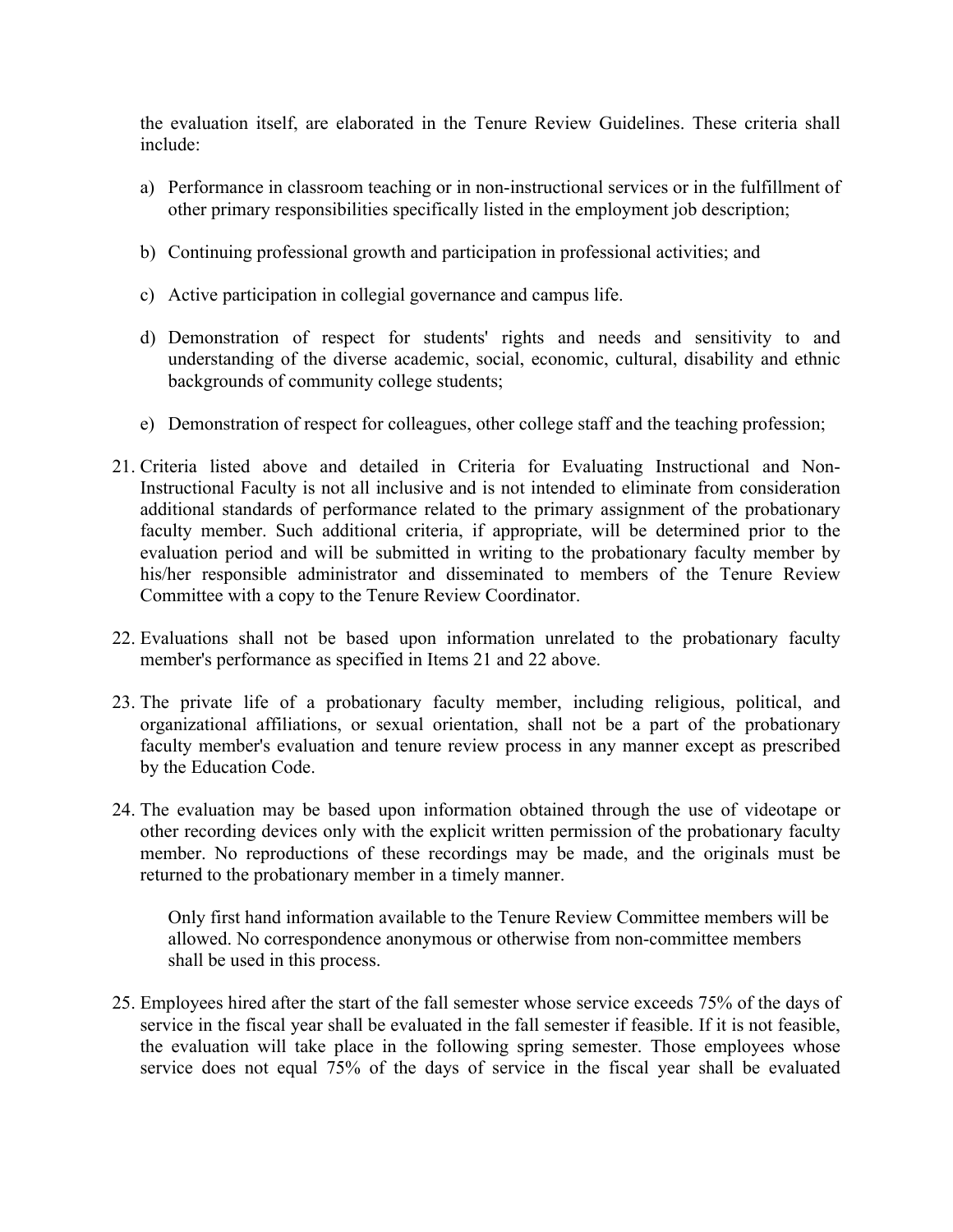the evaluation itself, are elaborated in the Tenure Review Guidelines. These criteria shall include:

a) Performance in classroom teaching or in non-instructional services or in the fulfillment of other primary responsibilities specifically listed in the employment job description;

b) Continuing professional growth and participation in professional activities; and

c) Active participation in collegial governance and campus life.

d) Demonstration of respect for students' rights and needs and sensitivity to and understanding of the diverse academic, social, economic, cultural, disability and ethnic backgrounds of community college students;

e) Demonstration of respect for colleagues, other college staff and the teaching profession;

21. Criteria listed above and detailed in Criteria for Evaluating Instructional and Non-Instructional Faculty is not all inclusive and is not intended to eliminate from consideration additional standards of performance related to the primary assignment of the probationary faculty member. Such additional criteria, if appropriate, will be determined prior to the evaluation period and will be submitted in writing to the probationary faculty member by his/her responsible administrator and disseminated to members of the Tenure Review Committee with a copy to the Tenure Review Coordinator.

22. Evaluations shall not be based upon information unrelated to the probationary faculty member's performance as specified in Items 21 and 22 above.

23. The private life of a probationary faculty member, including religious, political, and organizational affiliations, or sexual orientation, shall not be a part of the probationary faculty member's evaluation and tenure review process in any manner except as prescribed by the Education Code.

24. The evaluation may be based upon information obtained through the use of videotape or other recording devices only with the explicit written permission of the probationary faculty member. No reproductions of these recordings may be made, and the originals must be returned to the probationary member in a timely manner.

    Only first hand information available to the Tenure Review Committee members will be allowed. No correspondence anonymous or otherwise from non-committee members shall be used in this process.

25. Employees hired after the start of the fall semester whose service exceeds 75% of the days of service in the fiscal year shall be evaluated in the fall semester if feasible. If it is not feasible, the evaluation will take place in the following spring semester. Those employees whose service does not equal 75% of the days of service in the fiscal year shall be evaluated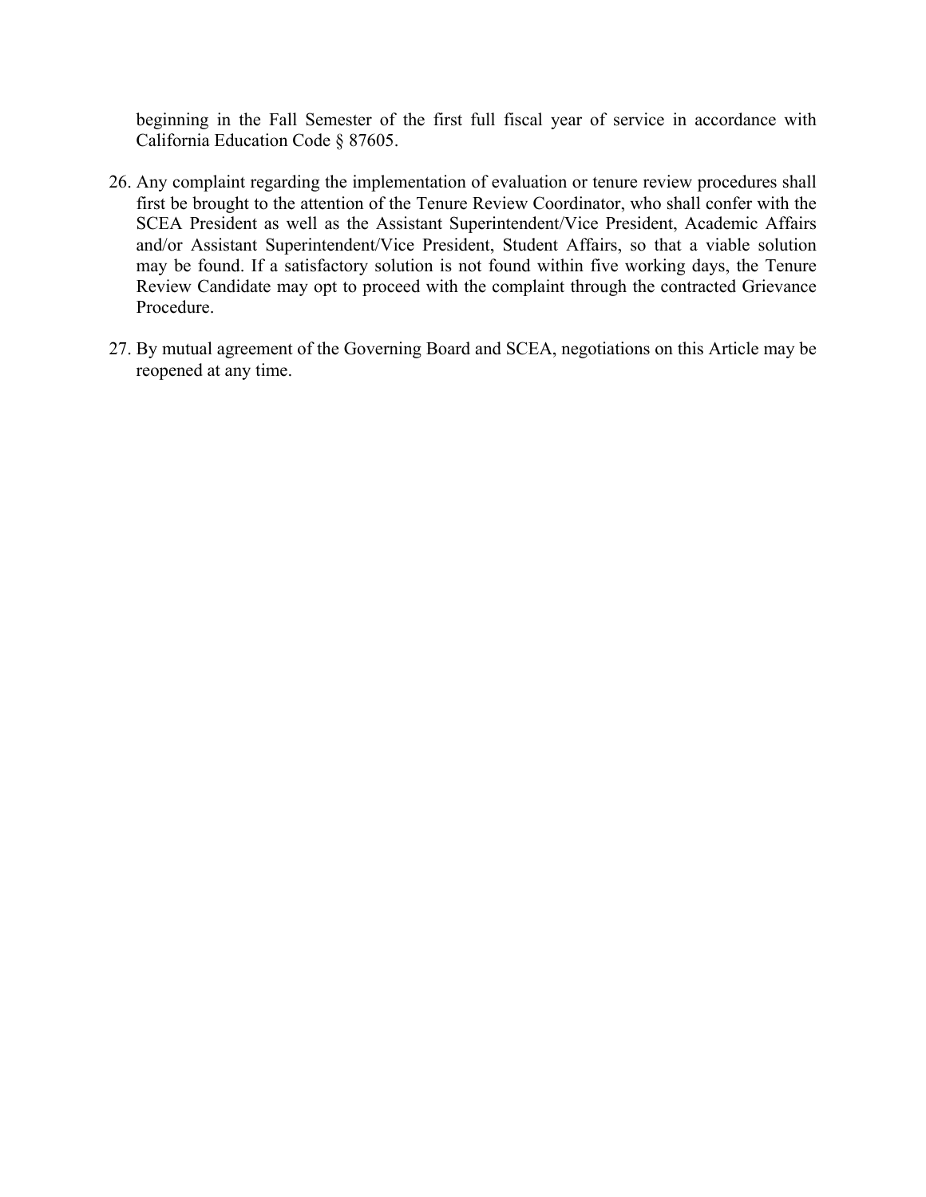beginning in the Fall Semester of the first full fiscal year of service in accordance with California Education Code § 87605.

26. Any complaint regarding the implementation of evaluation or tenure review procedures shall first be brought to the attention of the Tenure Review Coordinator, who shall confer with the SCEA President as well as the Assistant Superintendent/Vice President, Academic Affairs and/or Assistant Superintendent/Vice President, Student Affairs, so that a viable solution may be found. If a satisfactory solution is not found within five working days, the Tenure Review Candidate may opt to proceed with the complaint through the contracted Grievance Procedure.

27. By mutual agreement of the Governing Board and SCEA, negotiations on this Article may be reopened at any time.